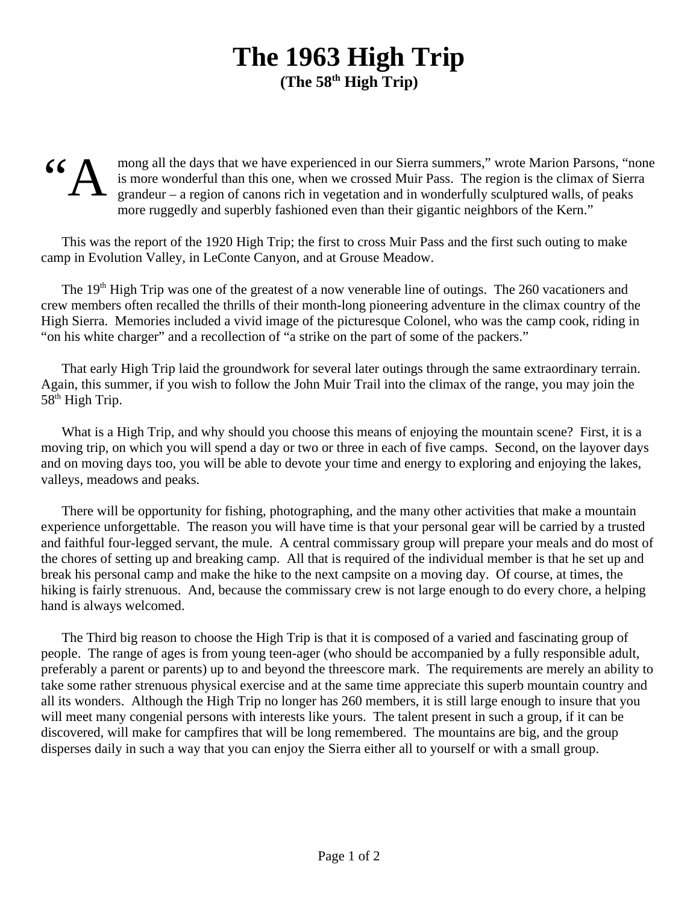# The 1963 High Trip

**(The 58th High Trip)**

"Among all the days that we have experienced in our Sierra summers," wrote Marion Parsons, "none is more wonderful than this one, when we crossed Muir Pass. The region is the climax of Sierra grandeur – a region of canons rich in vegetation and in wonderfully sculptured walls, of peaks more ruggedly and superbly fashioned even than their gigantic neighbors of the Kern."

This was the report of the 1920 High Trip; the first to cross Muir Pass and the first such outing to make camp in Evolution Valley, in LeConte Canyon, and at Grouse Meadow.

The 19th High Trip was one of the greatest of a now venerable line of outings. The 260 vacationers and crew members often recalled the thrills of their month-long pioneering adventure in the climax country of the High Sierra. Memories included a vivid image of the picturesque Colonel, who was the camp cook, riding in "on his white charger" and a recollection of "a strike on the part of some of the packers."

That early High Trip laid the groundwork for several later outings through the same extraordinary terrain. Again, this summer, if you wish to follow the John Muir Trail into the climax of the range, you may join the 58th High Trip.

What is a High Trip, and why should you choose this means of enjoying the mountain scene? First, it is a moving trip, on which you will spend a day or two or three in each of five camps. Second, on the layover days and on moving days too, you will be able to devote your time and energy to exploring and enjoying the lakes, valleys, meadows and peaks.

There will be opportunity for fishing, photographing, and the many other activities that make a mountain experience unforgettable. The reason you will have time is that your personal gear will be carried by a trusted and faithful four-legged servant, the mule. A central commissary group will prepare your meals and do most of the chores of setting up and breaking camp. All that is required of the individual member is that he set up and break his personal camp and make the hike to the next campsite on a moving day. Of course, at times, the hiking is fairly strenuous. And, because the commissary crew is not large enough to do every chore, a helping hand is always welcomed.

The Third big reason to choose the High Trip is that it is composed of a varied and fascinating group of people. The range of ages is from young teen-ager (who should be accompanied by a fully responsible adult, preferably a parent or parents) up to and beyond the threescore mark. The requirements are merely an ability to take some rather strenuous physical exercise and at the same time appreciate this superb mountain country and all its wonders. Although the High Trip no longer has 260 members, it is still large enough to insure that you will meet many congenial persons with interests like yours. The talent present in such a group, if it can be discovered, will make for campfires that will be long remembered. The mountains are big, and the group disperses daily in such a way that you can enjoy the Sierra either all to yourself or with a small group.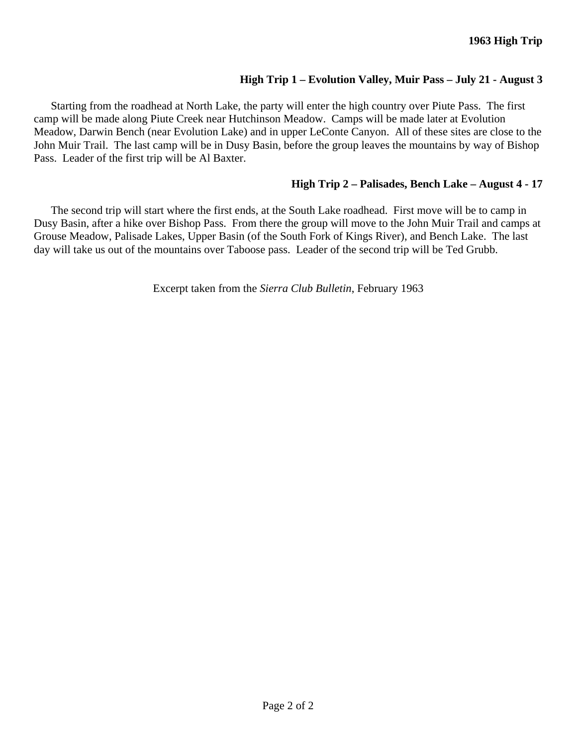# 1963 High Trip

## High Trip 1 – Evolution Valley, Muir Pass – July 21 - August 3

Starting from the roadhead at North Lake, the party will enter the high country over Piute Pass. The first camp will be made along Piute Creek near Hutchinson Meadow. Camps will be made later at Evolution Meadow, Darwin Bench (near Evolution Lake) and in upper LeConte Canyon. All of these sites are close to the John Muir Trail. The last camp will be in Dusy Basin, before the group leaves the mountains by way of Bishop Pass. Leader of the first trip will be Al Baxter.

## High Trip 2 – Palisades, Bench Lake – August 4 - 17

The second trip will start where the first ends, at the South Lake roadhead. First move will be to camp in Dusy Basin, after a hike over Bishop Pass. From there the group will move to the John Muir Trail and camps at Grouse Meadow, Palisade Lakes, Upper Basin (of the South Fork of Kings River), and Bench Lake. The last day will take us out of the mountains over Taboose pass. Leader of the second trip will be Ted Grubb.

Excerpt taken from the *Sierra Club Bulletin*, February 1963